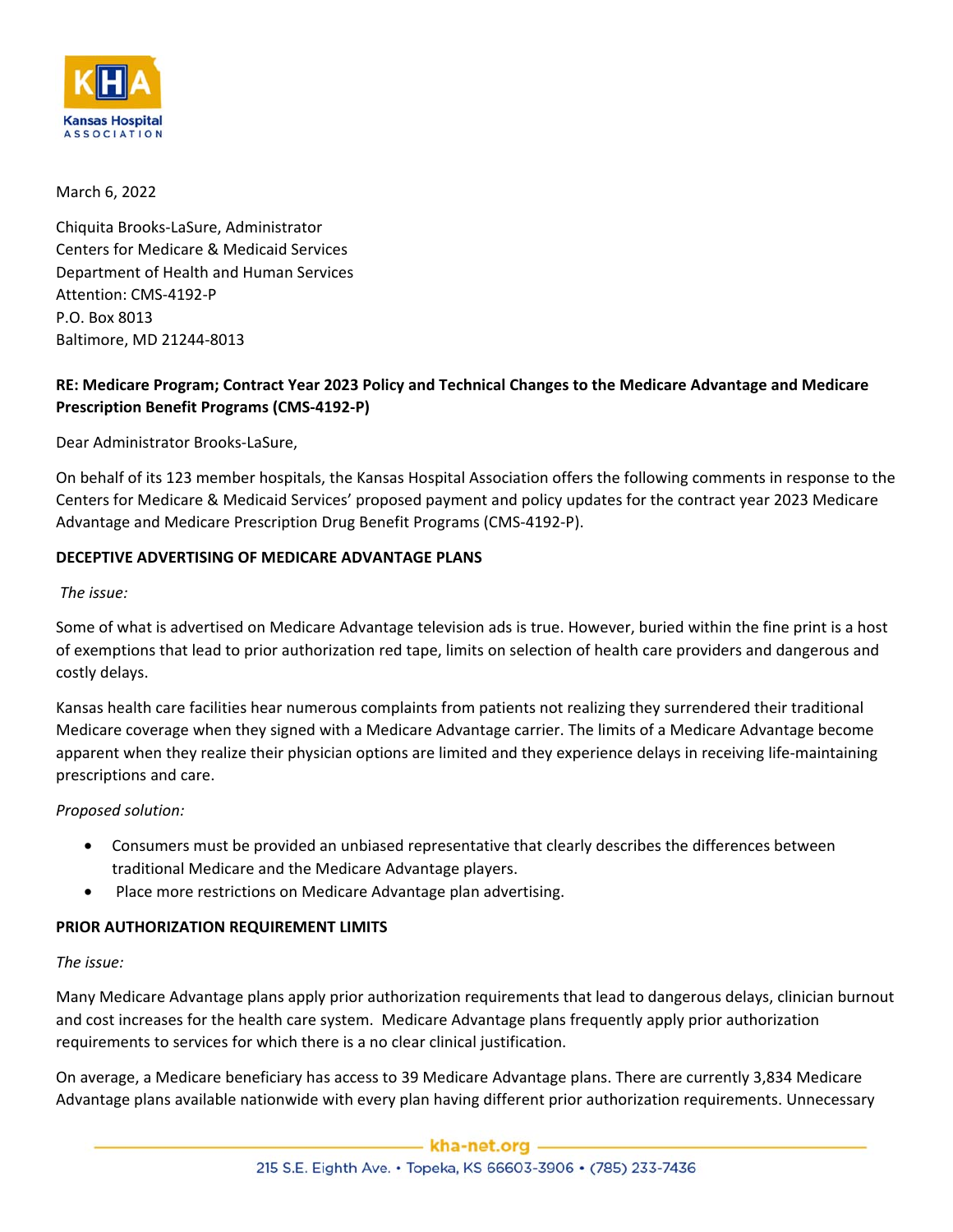Kansas Hospital Association

March 6, 2022

Chiquita Brooks-LaSure, Administrator
Centers for Medicare & Medicaid Services
Department of Health and Human Services
Attention: CMS-4192-P
P.O. Box 8013
Baltimore, MD 21244-8013

**RE: Medicare Program; Contract Year 2023 Policy and Technical Changes to the Medicare Advantage and Medicare Prescription Benefit Programs (CMS-4192-P)**

Dear Administrator Brooks-LaSure,

On behalf of its 123 member hospitals, the Kansas Hospital Association offers the following comments in response to the Centers for Medicare & Medicaid Services' proposed payment and policy updates for the contract year 2023 Medicare Advantage and Medicare Prescription Drug Benefit Programs (CMS-4192-P).

**DECEPTIVE ADVERTISING OF MEDICARE ADVANTAGE PLANS**

*The issue:*

Some of what is advertised on Medicare Advantage television ads is true. However, buried within the fine print is a host of exemptions that lead to prior authorization red tape, limits on selection of health care providers and dangerous and costly delays.

Kansas health care facilities hear numerous complaints from patients not realizing they surrendered their traditional Medicare coverage when they signed with a Medicare Advantage carrier. The limits of a Medicare Advantage become apparent when they realize their physician options are limited and they experience delays in receiving life-maintaining prescriptions and care.

*Proposed solution:*

- Consumers must be provided an unbiased representative that clearly describes the differences between traditional Medicare and the Medicare Advantage players.
- Place more restrictions on Medicare Advantage plan advertising.

**PRIOR AUTHORIZATION REQUIREMENT LIMITS**

*The issue:*

Many Medicare Advantage plans apply prior authorization requirements that lead to dangerous delays, clinician burnout and cost increases for the health care system. Medicare Advantage plans frequently apply prior authorization requirements to services for which there is a no clear clinical justification.

On average, a Medicare beneficiary has access to 39 Medicare Advantage plans. There are currently 3,834 Medicare Advantage plans available nationwide with every plan having different prior authorization requirements. Unnecessary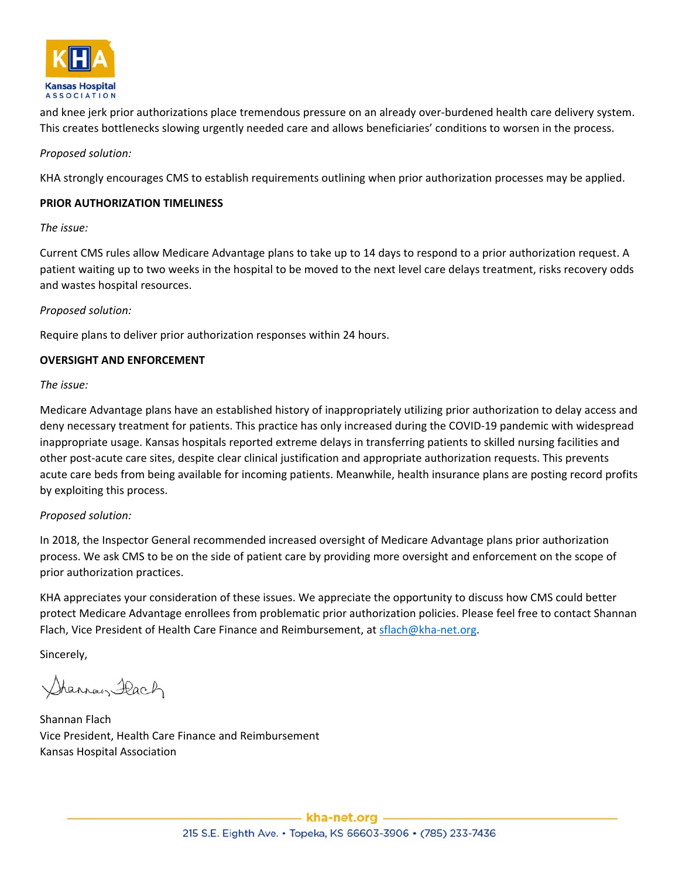and knee jerk prior authorizations place tremendous pressure on an already over-burdened health care delivery system. This creates bottlenecks slowing urgently needed care and allows beneficiaries' conditions to worsen in the process.

*Proposed solution:*

KHA strongly encourages CMS to establish requirements outlining when prior authorization processes may be applied.

**PRIOR AUTHORIZATION TIMELINESS**

*The issue:*

Current CMS rules allow Medicare Advantage plans to take up to 14 days to respond to a prior authorization request. A patient waiting up to two weeks in the hospital to be moved to the next level care delays treatment, risks recovery odds and wastes hospital resources.

*Proposed solution:*

Require plans to deliver prior authorization responses within 24 hours.

**OVERSIGHT AND ENFORCEMENT**

*The issue:*

Medicare Advantage plans have an established history of inappropriately utilizing prior authorization to delay access and deny necessary treatment for patients. This practice has only increased during the COVID-19 pandemic with widespread inappropriate usage. Kansas hospitals reported extreme delays in transferring patients to skilled nursing facilities and other post-acute care sites, despite clear clinical justification and appropriate authorization requests. This prevents acute care beds from being available for incoming patients. Meanwhile, health insurance plans are posting record profits by exploiting this process.

*Proposed solution:*

In 2018, the Inspector General recommended increased oversight of Medicare Advantage plans prior authorization process. We ask CMS to be on the side of patient care by providing more oversight and enforcement on the scope of prior authorization practices.

KHA appreciates your consideration of these issues. We appreciate the opportunity to discuss how CMS could better protect Medicare Advantage enrollees from problematic prior authorization policies. Please feel free to contact Shannan Flach, Vice President of Health Care Finance and Reimbursement, at sflach@kha-net.org.

Sincerely,

Shannan Flach
Vice President, Health Care Finance and Reimbursement
Kansas Hospital Association